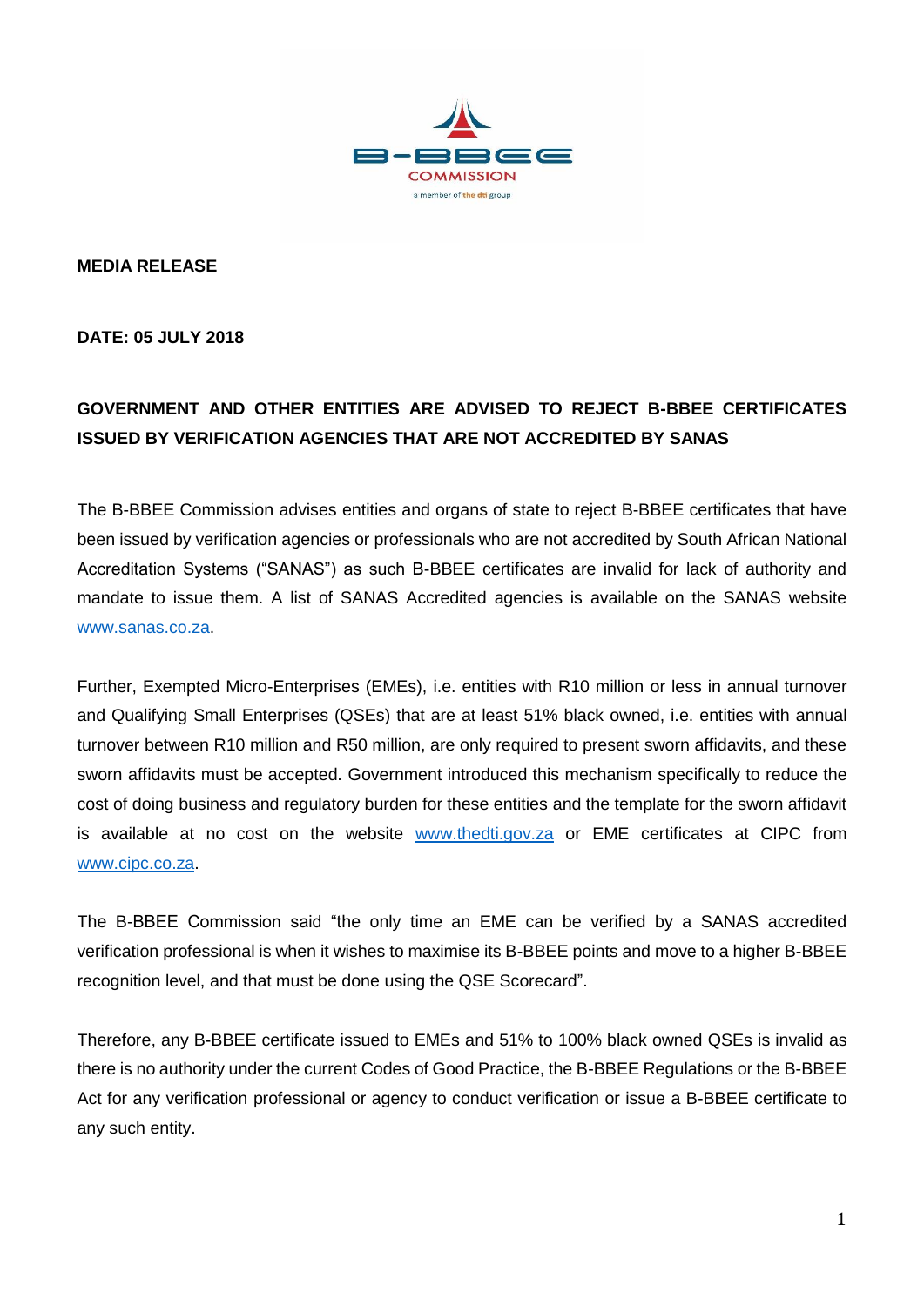**MEDIA RELEASE**

**DATE: 05 JULY 2018**

## GOVERNMENT AND OTHER ENTITIES ARE ADVISED TO REJECT B-BBEE CERTIFICATES ISSUED BY VERIFICATION AGENCIES THAT ARE NOT ACCREDITED BY SANAS

The B-BBEE Commission advises entities and organs of state to reject B-BBEE certificates that have been issued by verification agencies or professionals who are not accredited by South African National Accreditation Systems ("SANAS") as such B-BBEE certificates are invalid for lack of authority and mandate to issue them. A list of SANAS Accredited agencies is available on the SANAS website www.sanas.co.za.

Further, Exempted Micro-Enterprises (EMEs), i.e. entities with R10 million or less in annual turnover and Qualifying Small Enterprises (QSEs) that are at least 51% black owned, i.e. entities with annual turnover between R10 million and R50 million, are only required to present sworn affidavits, and these sworn affidavits must be accepted. Government introduced this mechanism specifically to reduce the cost of doing business and regulatory burden for these entities and the template for the sworn affidavit is available at no cost on the website www.thedti.gov.za or EME certificates at CIPC from www.cipc.co.za.

The B-BBEE Commission said "the only time an EME can be verified by a SANAS accredited verification professional is when it wishes to maximise its B-BBEE points and move to a higher B-BBEE recognition level, and that must be done using the QSE Scorecard".

Therefore, any B-BBEE certificate issued to EMEs and 51% to 100% black owned QSEs is invalid as there is no authority under the current Codes of Good Practice, the B-BBEE Regulations or the B-BBEE Act for any verification professional or agency to conduct verification or issue a B-BBEE certificate to any such entity.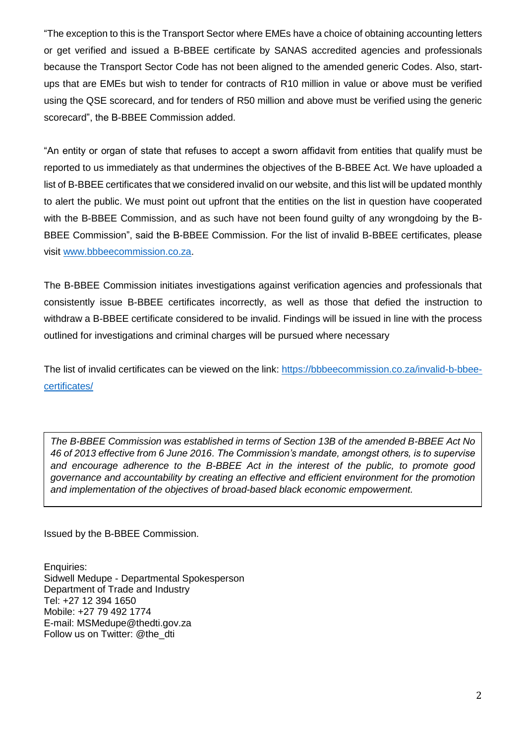"The exception to this is the Transport Sector where EMEs have a choice of obtaining accounting letters or get verified and issued a B-BBEE certificate by SANAS accredited agencies and professionals because the Transport Sector Code has not been aligned to the amended generic Codes. Also, start-ups that are EMEs but wish to tender for contracts of R10 million in value or above must be verified using the QSE scorecard, and for tenders of R50 million and above must be verified using the generic scorecard", the B-BBEE Commission added.

"An entity or organ of state that refuses to accept a sworn affidavit from entities that qualify must be reported to us immediately as that undermines the objectives of the B-BBEE Act. We have uploaded a list of B-BBEE certificates that we considered invalid on our website, and this list will be updated monthly to alert the public. We must point out upfront that the entities on the list in question have cooperated with the B-BBEE Commission, and as such have not been found guilty of any wrongdoing by the B-BBEE Commission", said the B-BBEE Commission. For the list of invalid B-BBEE certificates, please visit [www.bbbeecommission.co.za](http://www.bbbeecommission.co.za).

The B-BBEE Commission initiates investigations against verification agencies and professionals that consistently issue B-BBEE certificates incorrectly, as well as those that defied the instruction to withdraw a B-BBEE certificate considered to be invalid. Findings will be issued in line with the process outlined for investigations and criminal charges will be pursued where necessary

The list of invalid certificates can be viewed on the link: [https://bbbeecommission.co.za/invalid-b-bbee-certificates/](https://bbbeecommission.co.za/invalid-b-bbee-certificates/)

*The B-BBEE Commission was established in terms of Section 13B of the amended B-BBEE Act No 46 of 2013 effective from 6 June 2016. The Commission's mandate, amongst others, is to supervise and encourage adherence to the B-BBEE Act in the interest of the public, to promote good governance and accountability by creating an effective and efficient environment for the promotion and implementation of the objectives of broad-based black economic empowerment.*

Issued by the B-BBEE Commission.

Enquiries:
Sidwell Medupe - Departmental Spokesperson
Department of Trade and Industry
Tel: +27 12 394 1650
Mobile: +27 79 492 1774
E-mail: MSMedupe@thedti.gov.za
Follow us on Twitter: @the_dti